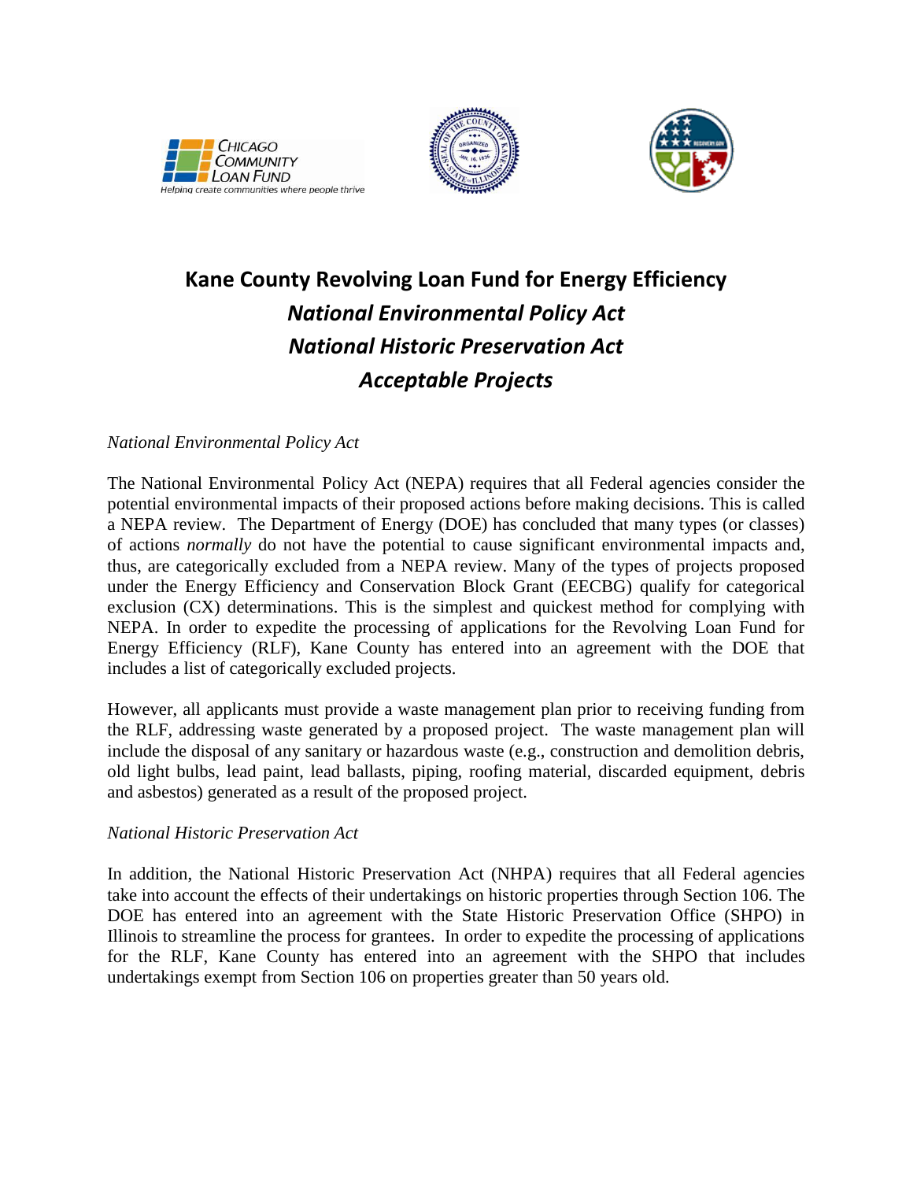# Kane County Revolving Loan Fund for Energy Efficiency

## *National Environmental Policy Act*
## *National Historic Preservation Act*
## *Acceptable Projects*

*National Environmental Policy Act*

The National Environmental Policy Act (NEPA) requires that all Federal agencies consider the potential environmental impacts of their proposed actions before making decisions. This is called a NEPA review. The Department of Energy (DOE) has concluded that many types (or classes) of actions *normally* do not have the potential to cause significant environmental impacts and, thus, are categorically excluded from a NEPA review. Many of the types of projects proposed under the Energy Efficiency and Conservation Block Grant (EECBG) qualify for categorical exclusion (CX) determinations. This is the simplest and quickest method for complying with NEPA. In order to expedite the processing of applications for the Revolving Loan Fund for Energy Efficiency (RLF), Kane County has entered into an agreement with the DOE that includes a list of categorically excluded projects.

However, all applicants must provide a waste management plan prior to receiving funding from the RLF, addressing waste generated by a proposed project. The waste management plan will include the disposal of any sanitary or hazardous waste (e.g., construction and demolition debris, old light bulbs, lead paint, lead ballasts, piping, roofing material, discarded equipment, debris and asbestos) generated as a result of the proposed project.

*National Historic Preservation Act*

In addition, the National Historic Preservation Act (NHPA) requires that all Federal agencies take into account the effects of their undertakings on historic properties through Section 106. The DOE has entered into an agreement with the State Historic Preservation Office (SHPO) in Illinois to streamline the process for grantees. In order to expedite the processing of applications for the RLF, Kane County has entered into an agreement with the SHPO that includes undertakings exempt from Section 106 on properties greater than 50 years old.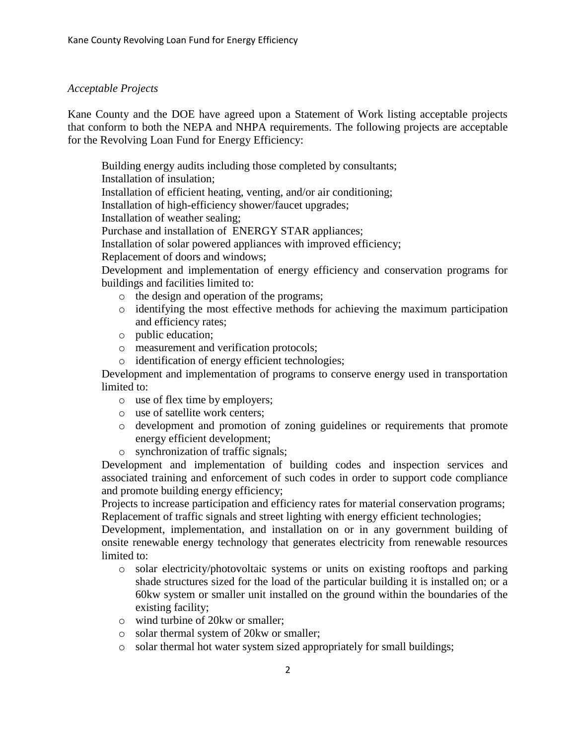*Acceptable Projects*

Kane County and the DOE have agreed upon a Statement of Work listing acceptable projects that conform to both the NEPA and NHPA requirements. The following projects are acceptable for the Revolving Loan Fund for Energy Efficiency:

Building energy audits including those completed by consultants;
Installation of insulation;
Installation of efficient heating, venting, and/or air conditioning;
Installation of high-efficiency shower/faucet upgrades;
Installation of weather sealing;
Purchase and installation of ENERGY STAR appliances;
Installation of solar powered appliances with improved efficiency;
Replacement of doors and windows;
Development and implementation of energy efficiency and conservation programs for buildings and facilities limited to:

- the design and operation of the programs;
- identifying the most effective methods for achieving the maximum participation and efficiency rates;
- public education;
- measurement and verification protocols;
- identification of energy efficient technologies;

Development and implementation of programs to conserve energy used in transportation limited to:

- use of flex time by employers;
- use of satellite work centers;
- development and promotion of zoning guidelines or requirements that promote energy efficient development;
- synchronization of traffic signals;

Development and implementation of building codes and inspection services and associated training and enforcement of such codes in order to support code compliance and promote building energy efficiency;
Projects to increase participation and efficiency rates for material conservation programs;
Replacement of traffic signals and street lighting with energy efficient technologies;
Development, implementation, and installation on or in any government building of onsite renewable energy technology that generates electricity from renewable resources limited to:

- solar electricity/photovoltaic systems or units on existing rooftops and parking shade structures sized for the load of the particular building it is installed on; or a 60kw system or smaller unit installed on the ground within the boundaries of the existing facility;
- wind turbine of 20kw or smaller;
- solar thermal system of 20kw or smaller;
- solar thermal hot water system sized appropriately for small buildings;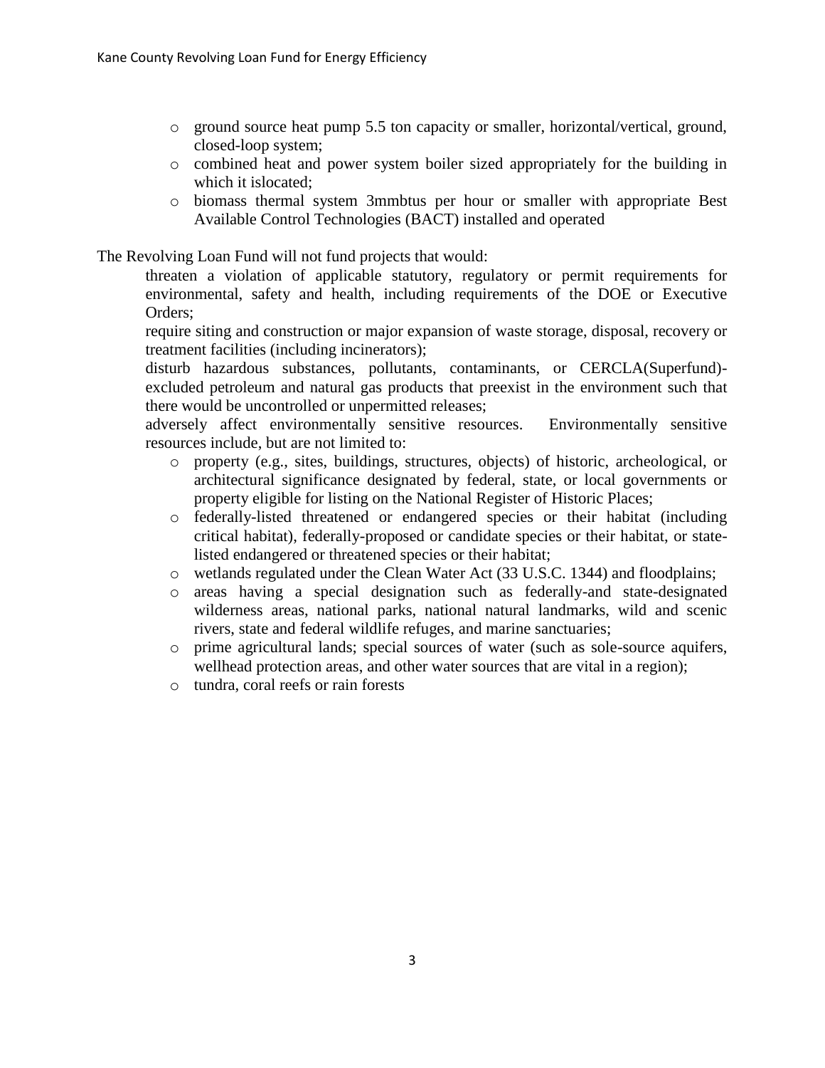- ground source heat pump 5.5 ton capacity or smaller, horizontal/vertical, ground, closed-loop system;
- combined heat and power system boiler sized appropriately for the building in which it islocated;
- biomass thermal system 3mmbtus per hour or smaller with appropriate Best Available Control Technologies (BACT) installed and operated

The Revolving Loan Fund will not fund projects that would:

threaten a violation of applicable statutory, regulatory or permit requirements for environmental, safety and health, including requirements of the DOE or Executive Orders;

require siting and construction or major expansion of waste storage, disposal, recovery or treatment facilities (including incinerators);

disturb hazardous substances, pollutants, contaminants, or CERCLA(Superfund)-excluded petroleum and natural gas products that preexist in the environment such that there would be uncontrolled or unpermitted releases;

adversely affect environmentally sensitive resources. Environmentally sensitive resources include, but are not limited to:

- property (e.g., sites, buildings, structures, objects) of historic, archeological, or architectural significance designated by federal, state, or local governments or property eligible for listing on the National Register of Historic Places;
- federally-listed threatened or endangered species or their habitat (including critical habitat), federally-proposed or candidate species or their habitat, or state-listed endangered or threatened species or their habitat;
- wetlands regulated under the Clean Water Act (33 U.S.C. 1344) and floodplains;
- areas having a special designation such as federally-and state-designated wilderness areas, national parks, national natural landmarks, wild and scenic rivers, state and federal wildlife refuges, and marine sanctuaries;
- prime agricultural lands; special sources of water (such as sole-source aquifers, wellhead protection areas, and other water sources that are vital in a region);
- tundra, coral reefs or rain forests